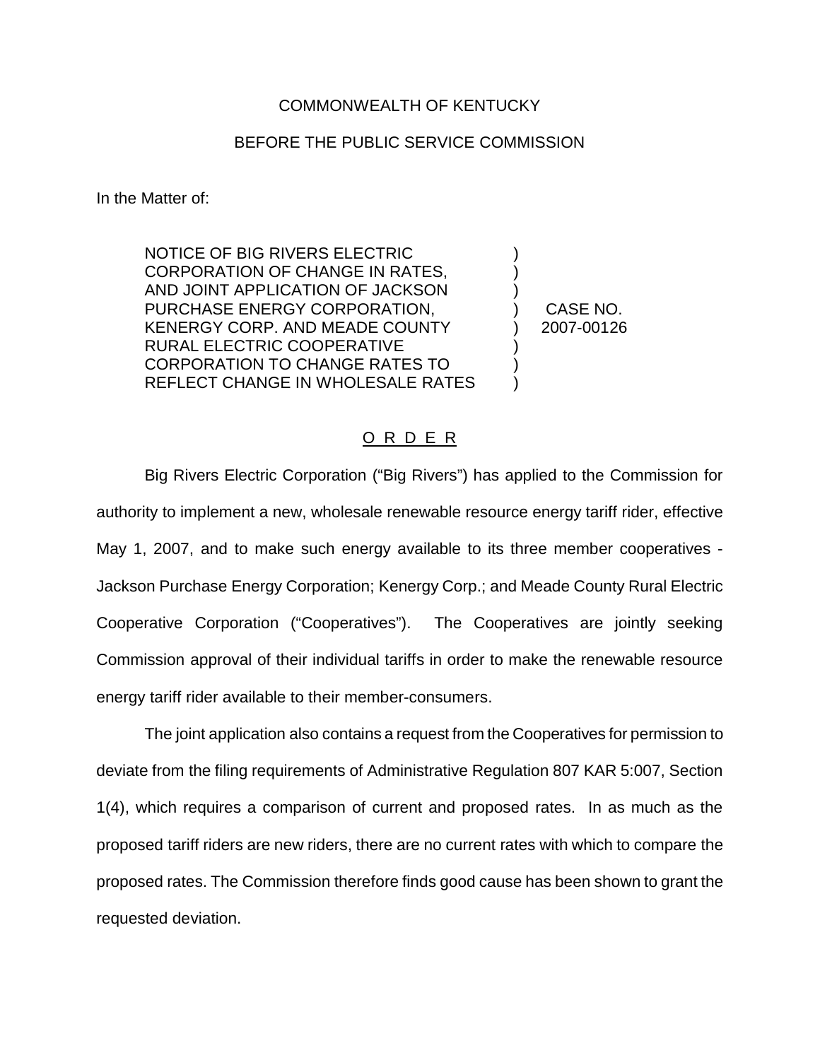COMMONWEALTH OF KENTUCKY

BEFORE THE PUBLIC SERVICE COMMISSION

In the Matter of:

| | | |
|---|---|---|
| NOTICE OF BIG RIVERS ELECTRIC CORPORATION OF CHANGE IN RATES, AND JOINT APPLICATION OF JACKSON PURCHASE ENERGY CORPORATION, KENERGY CORP. AND MEADE COUNTY RURAL ELECTRIC COOPERATIVE CORPORATION TO CHANGE RATES TO REFLECT CHANGE IN WHOLESALE RATES | ) | CASE NO. 2007-00126 |

O R D E R

Big Rivers Electric Corporation ("Big Rivers") has applied to the Commission for authority to implement a new, wholesale renewable resource energy tariff rider, effective May 1, 2007, and to make such energy available to its three member cooperatives - Jackson Purchase Energy Corporation; Kenergy Corp.; and Meade County Rural Electric Cooperative Corporation ("Cooperatives"). The Cooperatives are jointly seeking Commission approval of their individual tariffs in order to make the renewable resource energy tariff rider available to their member-consumers.

The joint application also contains a request from the Cooperatives for permission to deviate from the filing requirements of Administrative Regulation 807 KAR 5:007, Section 1(4), which requires a comparison of current and proposed rates. In as much as the proposed tariff riders are new riders, there are no current rates with which to compare the proposed rates. The Commission therefore finds good cause has been shown to grant the requested deviation.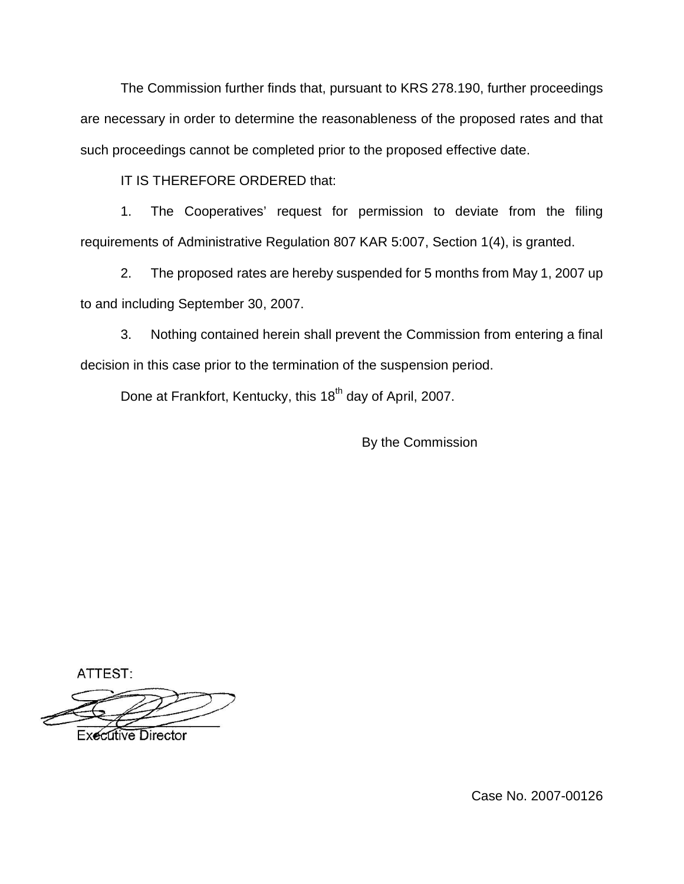The Commission further finds that, pursuant to KRS 278.190, further proceedings are necessary in order to determine the reasonableness of the proposed rates and that such proceedings cannot be completed prior to the proposed effective date.

IT IS THEREFORE ORDERED that:

1. The Cooperatives' request for permission to deviate from the filing requirements of Administrative Regulation 807 KAR 5:007, Section 1(4), is granted.

2. The proposed rates are hereby suspended for 5 months from May 1, 2007 up to and including September 30, 2007.

3. Nothing contained herein shall prevent the Commission from entering a final decision in this case prior to the termination of the suspension period.

Done at Frankfort, Kentucky, this 18th day of April, 2007.

By the Commission

ATTEST:

Executive Director

Case No. 2007-00126